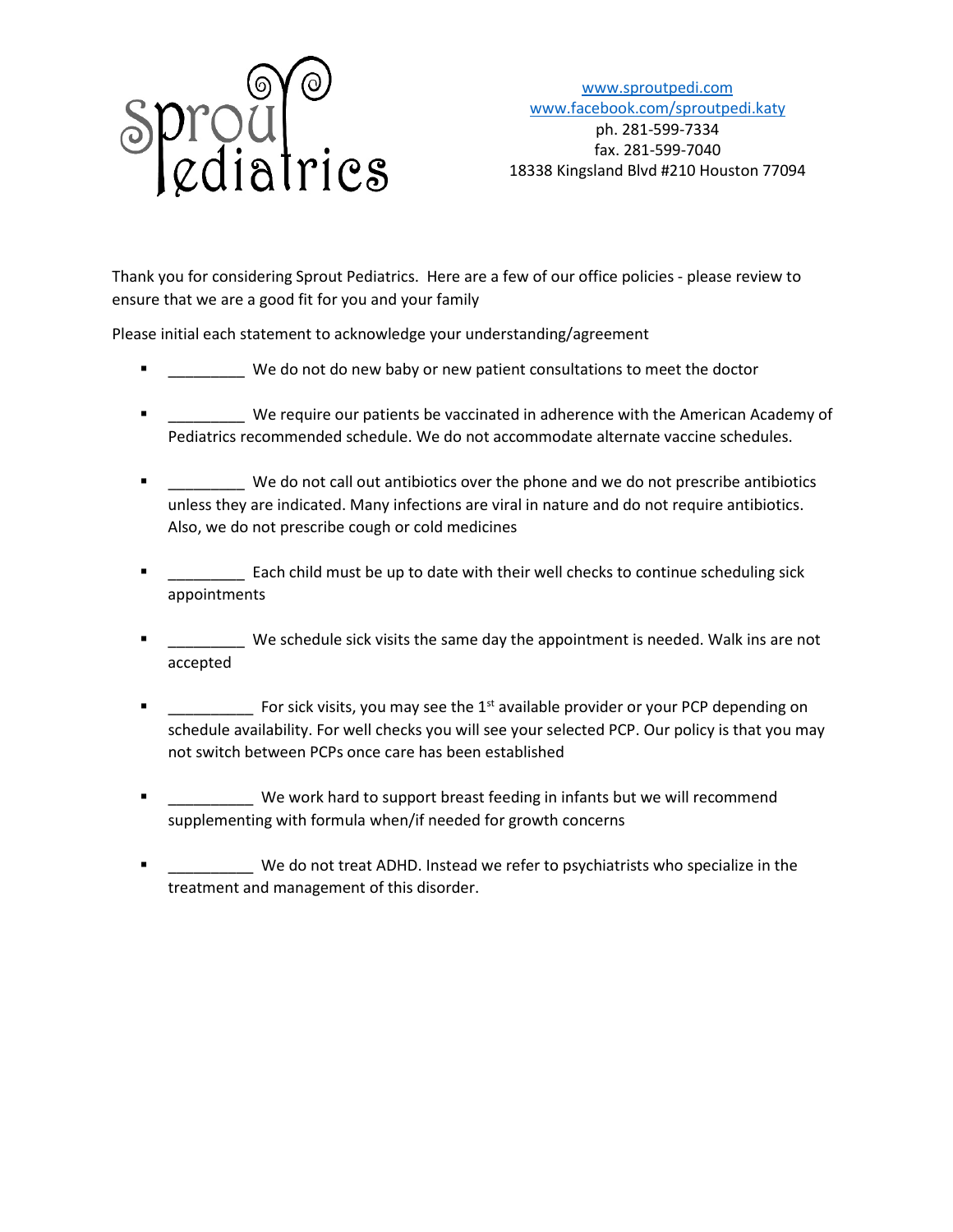Sprout Pediatrics

[www.sproutpedi.com](http://www.sproutpedi.com)
[www.facebook.com/sproutpedi.katy](http://www.facebook.com/sproutpedi.katy)
ph. 281-599-7334
fax. 281-599-7040
18338 Kingsland Blvd #210 Houston 77094

Thank you for considering Sprout Pediatrics. Here are a few of our office policies - please review to ensure that we are a good fit for you and your family

Please initial each statement to acknowledge your understanding/agreement

- _________ We do not do new baby or new patient consultations to meet the doctor
- _________ We require our patients be vaccinated in adherence with the American Academy of Pediatrics recommended schedule. We do not accommodate alternate vaccine schedules.
- _________ We do not call out antibiotics over the phone and we do not prescribe antibiotics unless they are indicated. Many infections are viral in nature and do not require antibiotics. Also, we do not prescribe cough or cold medicines
- _________ Each child must be up to date with their well checks to continue scheduling sick appointments
- _________ We schedule sick visits the same day the appointment is needed. Walk ins are not accepted
- __________ For sick visits, you may see the 1st available provider or your PCP depending on schedule availability. For well checks you will see your selected PCP. Our policy is that you may not switch between PCPs once care has been established
- __________ We work hard to support breast feeding in infants but we will recommend supplementing with formula when/if needed for growth concerns
- __________ We do not treat ADHD. Instead we refer to psychiatrists who specialize in the treatment and management of this disorder.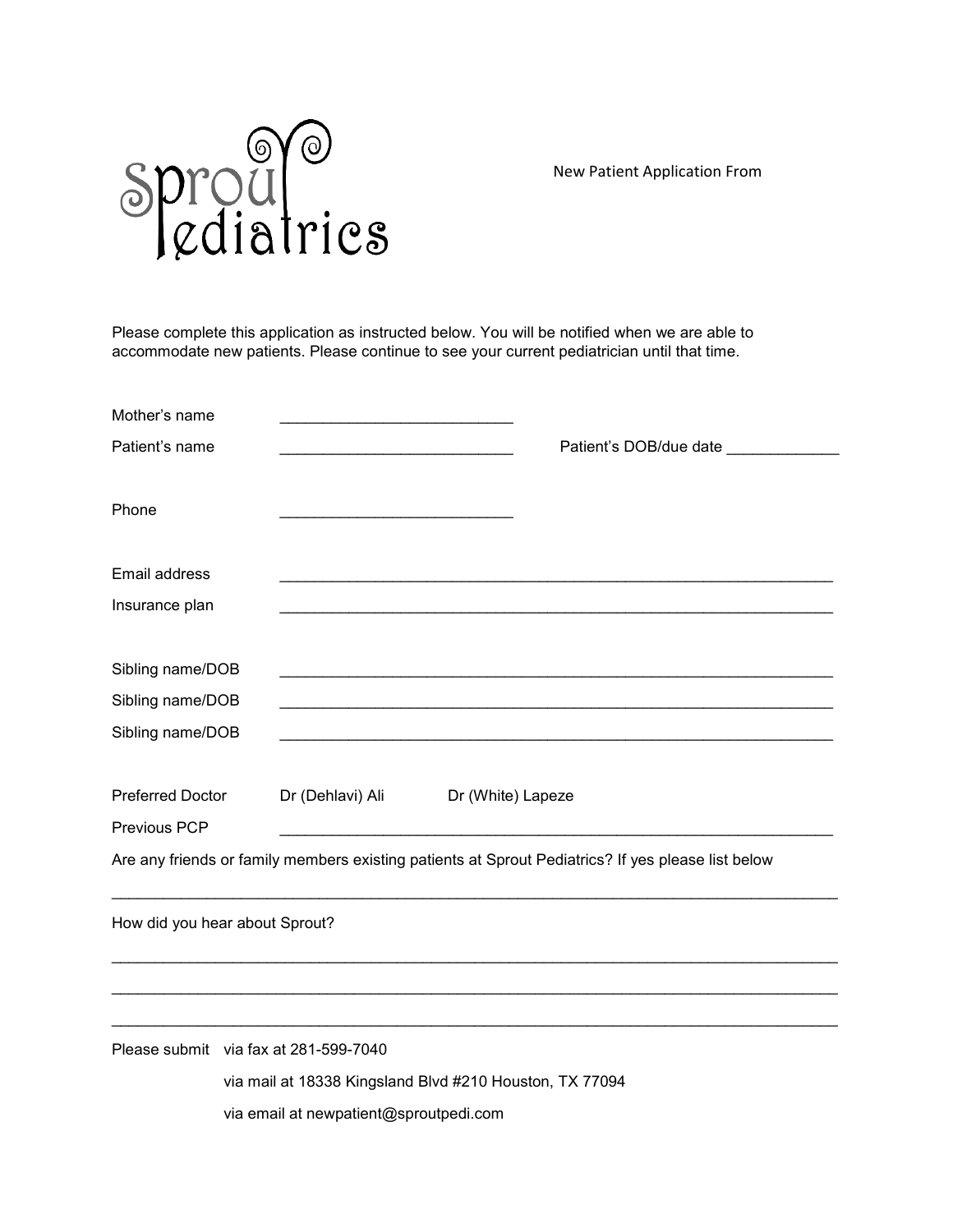Sprout Pediatrics

New Patient Application From

Please complete this application as instructed below. You will be notified when we are able to accommodate new patients. Please continue to see your current pediatrician until that time.

Mother's name ___________________________

Patient's name ___________________________ Patient's DOB/due date _____________

Phone ___________________________

Email address ________________________________________________________________

Insurance plan ________________________________________________________________

Sibling name/DOB ________________________________________________________________

Sibling name/DOB ________________________________________________________________

Sibling name/DOB ________________________________________________________________

Preferred Doctor Dr (Dehlavi) Ali Dr (White) Lapeze

Previous PCP ________________________________________________________________

Are any friends or family members existing patients at Sprout Pediatrics? If yes please list below

____________________________________________________________________________________

How did you hear about Sprout?

____________________________________________________________________________________

____________________________________________________________________________________

____________________________________________________________________________________

Please submit via fax at 281-599-7040

via mail at 18338 Kingsland Blvd #210 Houston, TX 77094

via email at newpatient@sproutpedi.com